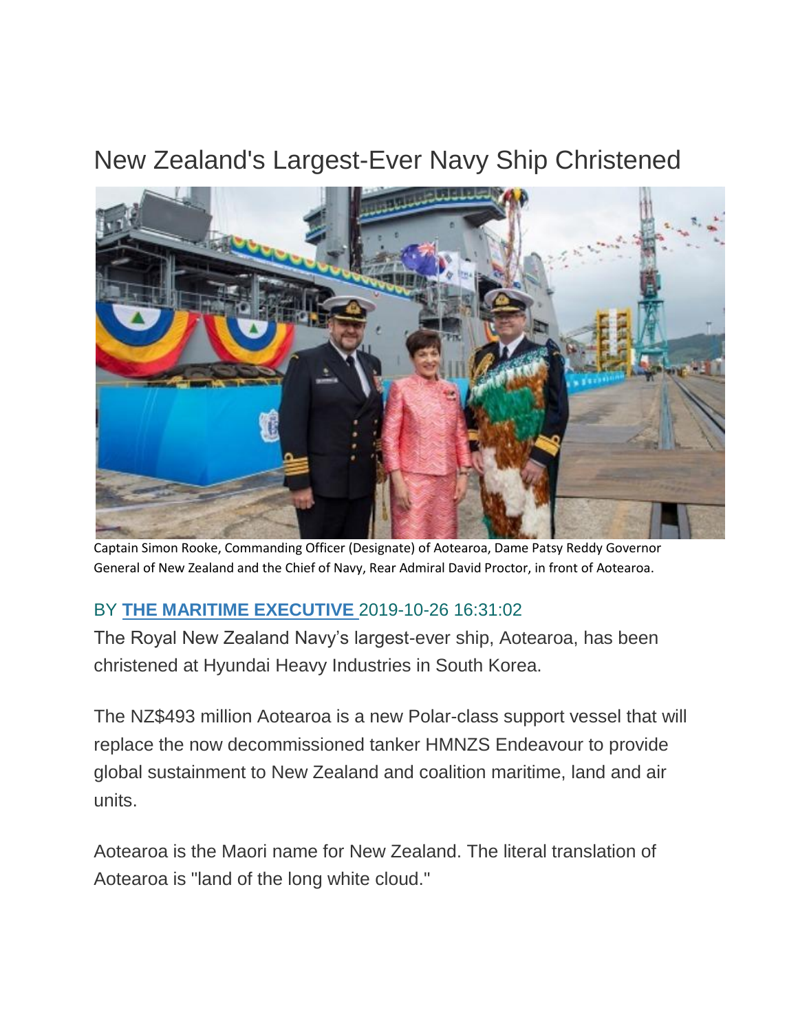# New Zealand's Largest-Ever Navy Ship Christened

Captain Simon Rooke, Commanding Officer (Designate) of Aotearoa, Dame Patsy Reddy Governor General of New Zealand and the Chief of Navy, Rear Admiral David Proctor, in front of Aotearoa.

BY **THE MARITIME EXECUTIVE** 2019-10-26 16:31:02

The Royal New Zealand Navy's largest-ever ship, Aotearoa, has been christened at Hyundai Heavy Industries in South Korea.

The NZ$493 million Aotearoa is a new Polar-class support vessel that will replace the now decommissioned tanker HMNZS Endeavour to provide global sustainment to New Zealand and coalition maritime, land and air units.

Aotearoa is the Maori name for New Zealand. The literal translation of Aotearoa is "land of the long white cloud."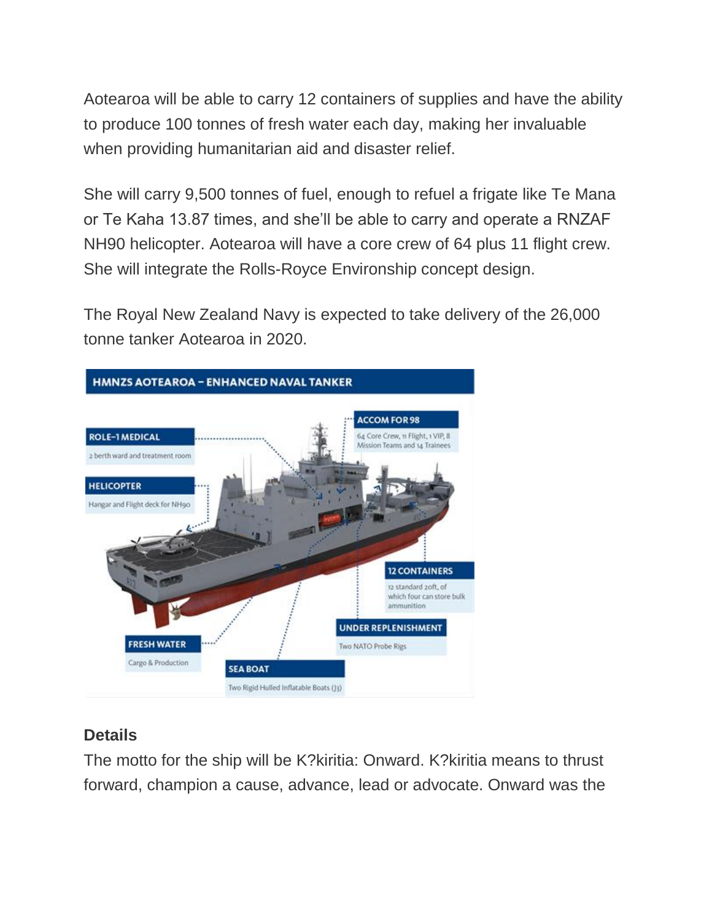Aotearoa will be able to carry 12 containers of supplies and have the ability to produce 100 tonnes of fresh water each day, making her invaluable when providing humanitarian aid and disaster relief.

She will carry 9,500 tonnes of fuel, enough to refuel a frigate like Te Mana or Te Kaha 13.87 times, and she'll be able to carry and operate a RNZAF NH90 helicopter. Aotearoa will have a core crew of 64 plus 11 flight crew. She will integrate the Rolls-Royce Environship concept design.

The Royal New Zealand Navy is expected to take delivery of the 26,000 tonne tanker Aotearoa in 2020.

**HMNZS AOTEAROA – ENHANCED NAVAL TANKER**

**ROLE-1 MEDICAL**
2 berth ward and treatment room

**HELICOPTER**
Hangar and Flight deck for NH90

**ACCOM FOR 98**
64 Core Crew, 11 Flight, 1 VIP, 8 Mission Teams and 14 Trainees

**12 CONTAINERS**
12 standard 20ft, of which four can store bulk ammunition

**UNDER REPLENISHMENT**
Two NATO Probe Rigs

**FRESH WATER**
Cargo & Production

**SEA BOAT**
Two Rigid Hulled Inflatable Boats (J3)

**Details**

The motto for the ship will be K?kiritia: Onward. K?kiritia means to thrust forward, champion a cause, advance, lead or advocate. Onward was the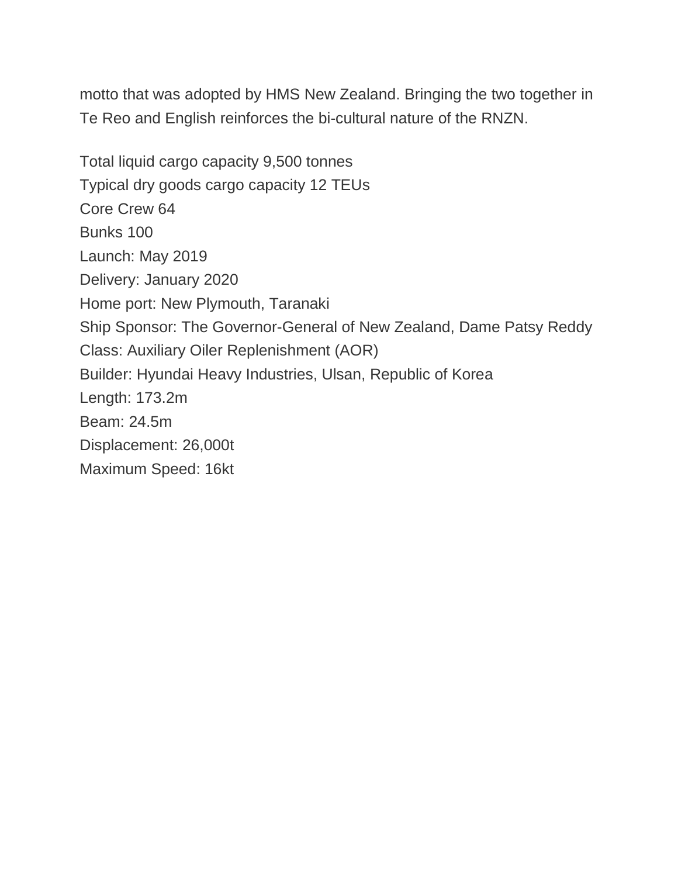motto that was adopted by HMS New Zealand. Bringing the two together in Te Reo and English reinforces the bi-cultural nature of the RNZN.

Total liquid cargo capacity 9,500 tonnes
Typical dry goods cargo capacity 12 TEUs
Core Crew 64
Bunks 100
Launch: May 2019
Delivery: January 2020
Home port: New Plymouth, Taranaki
Ship Sponsor: The Governor-General of New Zealand, Dame Patsy Reddy
Class: Auxiliary Oiler Replenishment (AOR)
Builder: Hyundai Heavy Industries, Ulsan, Republic of Korea
Length: 173.2m
Beam: 24.5m
Displacement: 26,000t
Maximum Speed: 16kt